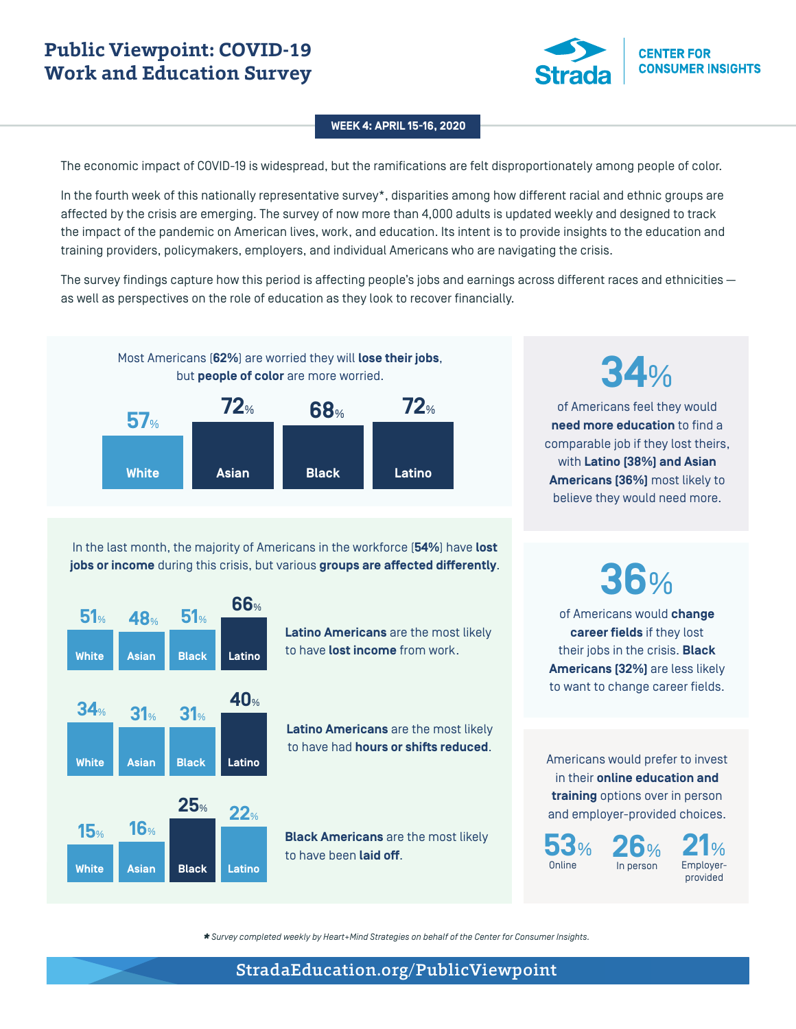# Public Viewpoint: COVID-19 Work and Education Survey

Strada | CENTER FOR CONSUMER INSIGHTS

**WEEK 4: APRIL 15-16, 2020**

The economic impact of COVID-19 is widespread, but the ramifications are felt disproportionately among people of color.

In the fourth week of this nationally representative survey*, disparities among how different racial and ethnic groups are affected by the crisis are emerging. The survey of now more than 4,000 adults is updated weekly and designed to track the impact of the pandemic on American lives, work, and education. Its intent is to provide insights to the education and training providers, policymakers, employers, and individual Americans who are navigating the crisis.

The survey findings capture how this period is affecting people's jobs and earnings across different races and ethnicities — as well as perspectives on the role of education as they look to recover financially.

Most Americans [**62%**] are worried they will **lose their jobs**, but **people of color** are more worried.

| White | Asian | Black | Latino |
|---|---|---|---|
| 57% | 72% | 68% | 72% |

**34%** of Americans feel they would **need more education** to find a comparable job if they lost theirs, with **Latino [38%] and Asian Americans [36%]** most likely to believe they would need more.

In the last month, the majority of Americans in the workforce [**54%**] have **lost jobs or income** during this crisis, but various **groups are affected differently**.

| | White | Asian | Black | Latino |
|---|---|---|---|---|
| **Latino Americans** are the most likely to have **lost income** from work. | 51% | 48% | 51% | 66% |
| **Latino Americans** are the most likely to have had **hours or shifts reduced**. | 34% | 31% | 31% | 40% |
| **Black Americans** are the most likely to have been **laid off**. | 15% | 16% | 25% | 22% |

**36%** of Americans would **change career fields** if they lost their jobs in the crisis. **Black Americans [32%]** are less likely to want to change career fields.

Americans would prefer to invest in their **online education and training** options over in person and employer-provided choices.

| Online | In person | Employer-provided |
|---|---|---|
| 53% | 26% | 21% |

*\* Survey completed weekly by Heart+Mind Strategies on behalf of the Center for Consumer Insights.*

StradaEducation.org/PublicViewpoint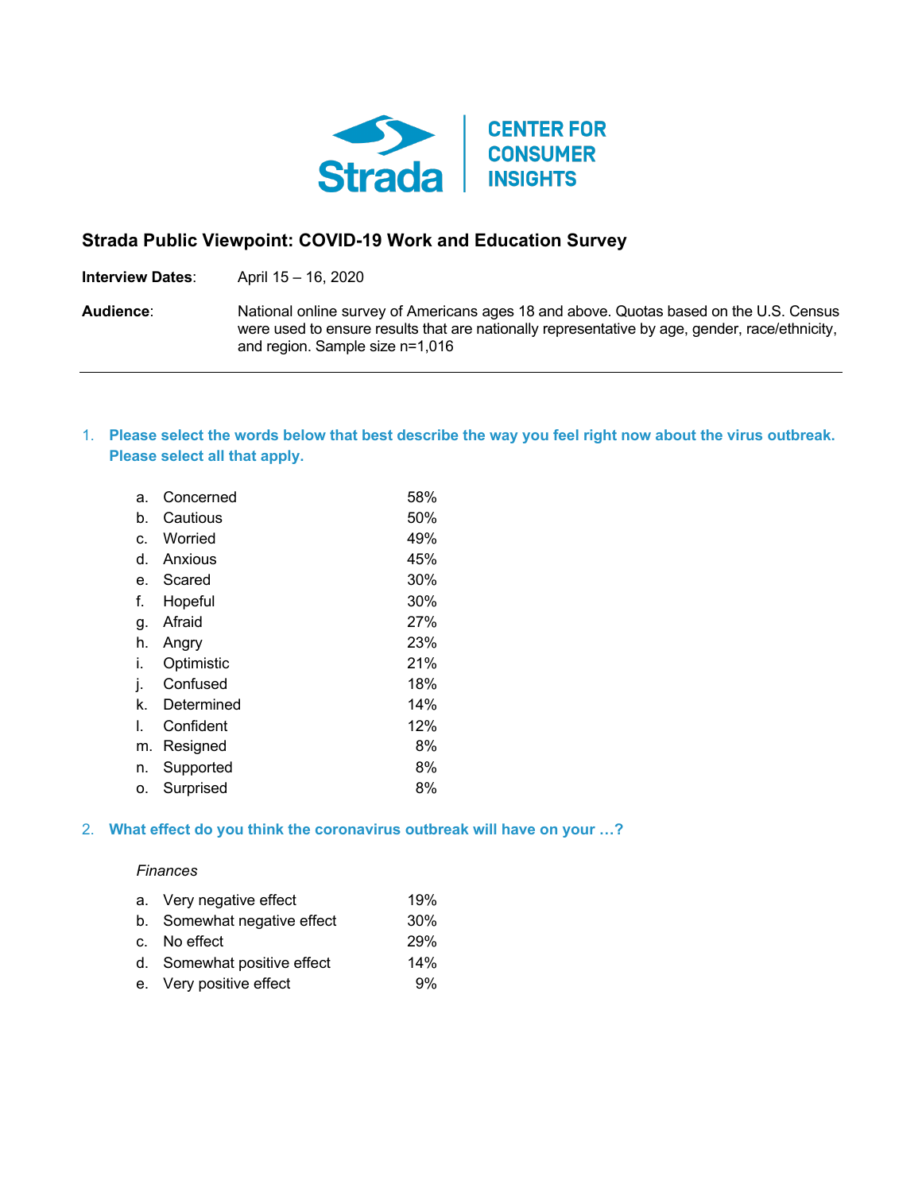**CENTER FOR CONSUMER INSIGHTS**

## Strada Public Viewpoint: COVID-19 Work and Education Survey

**Interview Dates**: April 15 – 16, 2020

**Audience**: National online survey of Americans ages 18 and above. Quotas based on the U.S. Census were used to ensure results that are nationally representative by age, gender, race/ethnicity, and region. Sample size n=1,016

---

### 1. Please select the words below that best describe the way you feel right now about the virus outbreak. Please select all that apply.

| | | |
|---|---|---|
| a. | Concerned | 58% |
| b. | Cautious | 50% |
| c. | Worried | 49% |
| d. | Anxious | 45% |
| e. | Scared | 30% |
| f. | Hopeful | 30% |
| g. | Afraid | 27% |
| h. | Angry | 23% |
| i. | Optimistic | 21% |
| j. | Confused | 18% |
| k. | Determined | 14% |
| l. | Confident | 12% |
| m. | Resigned | 8% |
| n. | Supported | 8% |
| o. | Surprised | 8% |

### 2. What effect do you think the coronavirus outbreak will have on your …?

*Finances*

| | | |
|---|---|---|
| a. | Very negative effect | 19% |
| b. | Somewhat negative effect | 30% |
| c. | No effect | 29% |
| d. | Somewhat positive effect | 14% |
| e. | Very positive effect | 9% |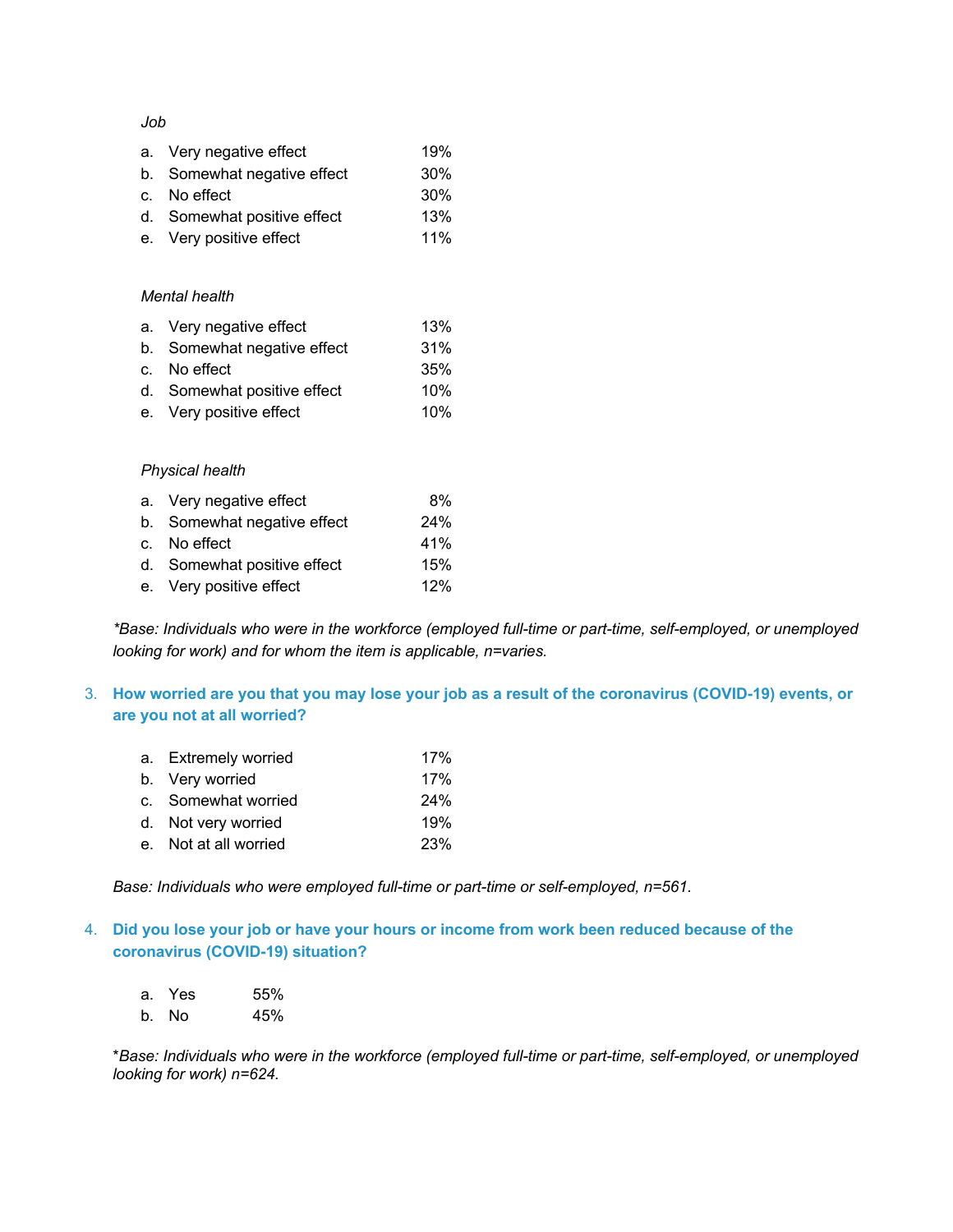*Job*

a. Very negative effect 19%
b. Somewhat negative effect 30%
c. No effect 30%
d. Somewhat positive effect 13%
e. Very positive effect 11%

*Mental health*

a. Very negative effect 13%
b. Somewhat negative effect 31%
c. No effect 35%
d. Somewhat positive effect 10%
e. Very positive effect 10%

*Physical health*

a. Very negative effect 8%
b. Somewhat negative effect 24%
c. No effect 41%
d. Somewhat positive effect 15%
e. Very positive effect 12%

**Base: Individuals who were in the workforce (employed full-time or part-time, self-employed, or unemployed looking for work) and for whom the item is applicable, n=varies.*

3. **How worried are you that you may lose your job as a result of the coronavirus (COVID-19) events, or are you not at all worried?**

a. Extremely worried 17%
b. Very worried 17%
c. Somewhat worried 24%
d. Not very worried 19%
e. Not at all worried 23%

*Base: Individuals who were employed full-time or part-time or self-employed, n=561.*

4. **Did you lose your job or have your hours or income from work been reduced because of the coronavirus (COVID-19) situation?**

a. Yes 55%
b. No 45%

**Base: Individuals who were in the workforce (employed full-time or part-time, self-employed, or unemployed looking for work) n=624.*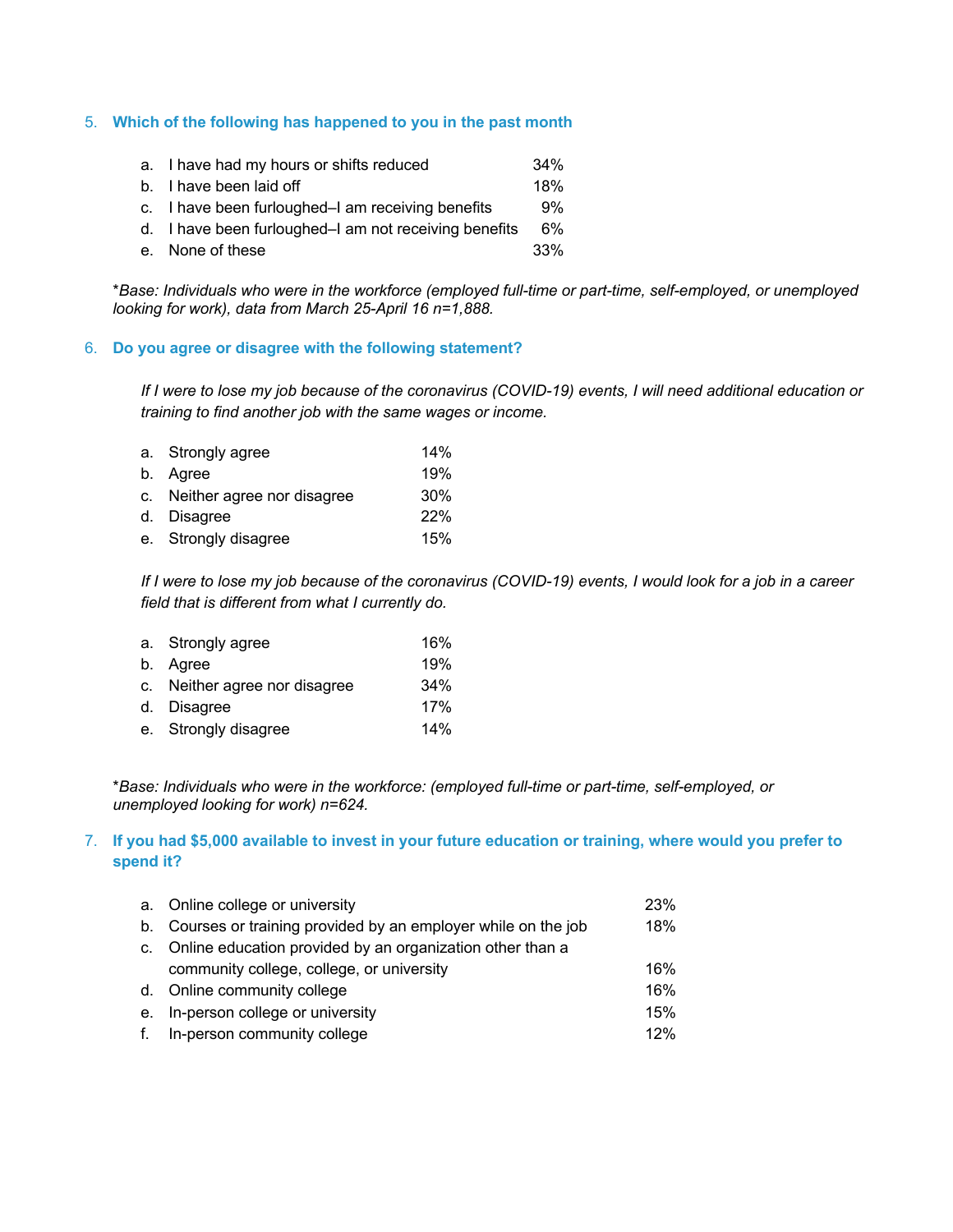5. **Which of the following has happened to you in the past month**

| | |
|---|---|
| a. I have had my hours or shifts reduced | 34% |
| b. I have been laid off | 18% |
| c. I have been furloughed–I am receiving benefits | 9% |
| d. I have been furloughed–I am not receiving benefits | 6% |
| e. None of these | 33% |

**Base: Individuals who were in the workforce (employed full-time or part-time, self-employed, or unemployed looking for work), data from March 25-April 16 n=1,888.*

6. **Do you agree or disagree with the following statement?**

*If I were to lose my job because of the coronavirus (COVID-19) events, I will need additional education or training to find another job with the same wages or income.*

| | |
|---|---|
| a. Strongly agree | 14% |
| b. Agree | 19% |
| c. Neither agree nor disagree | 30% |
| d. Disagree | 22% |
| e. Strongly disagree | 15% |

*If I were to lose my job because of the coronavirus (COVID-19) events, I would look for a job in a career field that is different from what I currently do.*

| | |
|---|---|
| a. Strongly agree | 16% |
| b. Agree | 19% |
| c. Neither agree nor disagree | 34% |
| d. Disagree | 17% |
| e. Strongly disagree | 14% |

**Base: Individuals who were in the workforce: (employed full-time or part-time, self-employed, or unemployed looking for work) n=624.*

7. **If you had $5,000 available to invest in your future education or training, where would you prefer to spend it?**

| | |
|---|---|
| a. Online college or university | 23% |
| b. Courses or training provided by an employer while on the job | 18% |
| c. Online education provided by an organization other than a community college, college, or university | 16% |
| d. Online community college | 16% |
| e. In-person college or university | 15% |
| f. In-person community college | 12% |